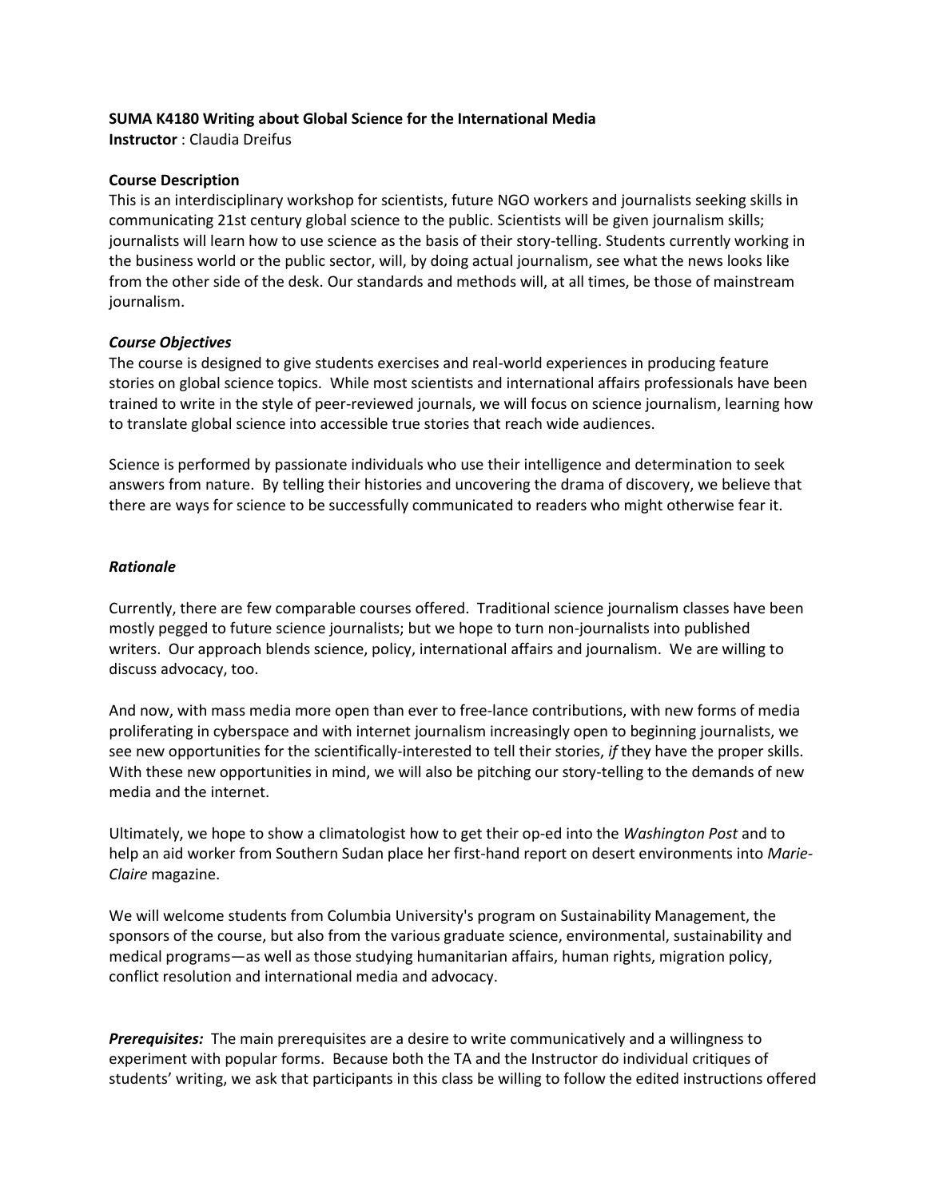**SUMA K4180 Writing about Global Science for the International Media**
**Instructor** : Claudia Dreifus

**Course Description**
This is an interdisciplinary workshop for scientists, future NGO workers and journalists seeking skills in communicating 21st century global science to the public. Scientists will be given journalism skills; journalists will learn how to use science as the basis of their story-telling. Students currently working in the business world or the public sector, will, by doing actual journalism, see what the news looks like from the other side of the desk. Our standards and methods will, at all times, be those of mainstream journalism.

***Course Objectives***
The course is designed to give students exercises and real-world experiences in producing feature stories on global science topics. While most scientists and international affairs professionals have been trained to write in the style of peer-reviewed journals, we will focus on science journalism, learning how to translate global science into accessible true stories that reach wide audiences.

Science is performed by passionate individuals who use their intelligence and determination to seek answers from nature. By telling their histories and uncovering the drama of discovery, we believe that there are ways for science to be successfully communicated to readers who might otherwise fear it.

***Rationale***

Currently, there are few comparable courses offered. Traditional science journalism classes have been mostly pegged to future science journalists; but we hope to turn non-journalists into published writers. Our approach blends science, policy, international affairs and journalism. We are willing to discuss advocacy, too.

And now, with mass media more open than ever to free-lance contributions, with new forms of media proliferating in cyberspace and with internet journalism increasingly open to beginning journalists, we see new opportunities for the scientifically-interested to tell their stories, *if* they have the proper skills. With these new opportunities in mind, we will also be pitching our story-telling to the demands of new media and the internet.

Ultimately, we hope to show a climatologist how to get their op-ed into the *Washington Post* and to help an aid worker from Southern Sudan place her first-hand report on desert environments into *Marie-Claire* magazine.

We will welcome students from Columbia University's program on Sustainability Management, the sponsors of the course, but also from the various graduate science, environmental, sustainability and medical programs—as well as those studying humanitarian affairs, human rights, migration policy, conflict resolution and international media and advocacy.

***Prerequisites:*** The main prerequisites are a desire to write communicatively and a willingness to experiment with popular forms. Because both the TA and the Instructor do individual critiques of students' writing, we ask that participants in this class be willing to follow the edited instructions offered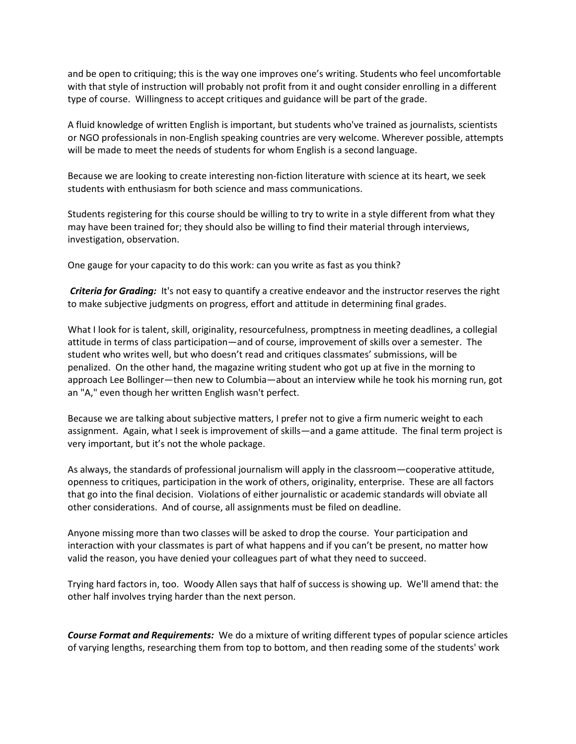and be open to critiquing; this is the way one improves one's writing. Students who feel uncomfortable with that style of instruction will probably not profit from it and ought consider enrolling in a different type of course. Willingness to accept critiques and guidance will be part of the grade.

A fluid knowledge of written English is important, but students who've trained as journalists, scientists or NGO professionals in non-English speaking countries are very welcome. Wherever possible, attempts will be made to meet the needs of students for whom English is a second language.

Because we are looking to create interesting non-fiction literature with science at its heart, we seek students with enthusiasm for both science and mass communications.

Students registering for this course should be willing to try to write in a style different from what they may have been trained for; they should also be willing to find their material through interviews, investigation, observation.

One gauge for your capacity to do this work: can you write as fast as you think?

***Criteria for Grading:*** It's not easy to quantify a creative endeavor and the instructor reserves the right to make subjective judgments on progress, effort and attitude in determining final grades.

What I look for is talent, skill, originality, resourcefulness, promptness in meeting deadlines, a collegial attitude in terms of class participation—and of course, improvement of skills over a semester. The student who writes well, but who doesn't read and critiques classmates' submissions, will be penalized. On the other hand, the magazine writing student who got up at five in the morning to approach Lee Bollinger—then new to Columbia—about an interview while he took his morning run, got an "A," even though her written English wasn't perfect.

Because we are talking about subjective matters, I prefer not to give a firm numeric weight to each assignment. Again, what I seek is improvement of skills—and a game attitude. The final term project is very important, but it's not the whole package.

As always, the standards of professional journalism will apply in the classroom—cooperative attitude, openness to critiques, participation in the work of others, originality, enterprise. These are all factors that go into the final decision. Violations of either journalistic or academic standards will obviate all other considerations. And of course, all assignments must be filed on deadline.

Anyone missing more than two classes will be asked to drop the course. Your participation and interaction with your classmates is part of what happens and if you can't be present, no matter how valid the reason, you have denied your colleagues part of what they need to succeed.

Trying hard factors in, too. Woody Allen says that half of success is showing up. We'll amend that: the other half involves trying harder than the next person.

***Course Format and Requirements:*** We do a mixture of writing different types of popular science articles of varying lengths, researching them from top to bottom, and then reading some of the students' work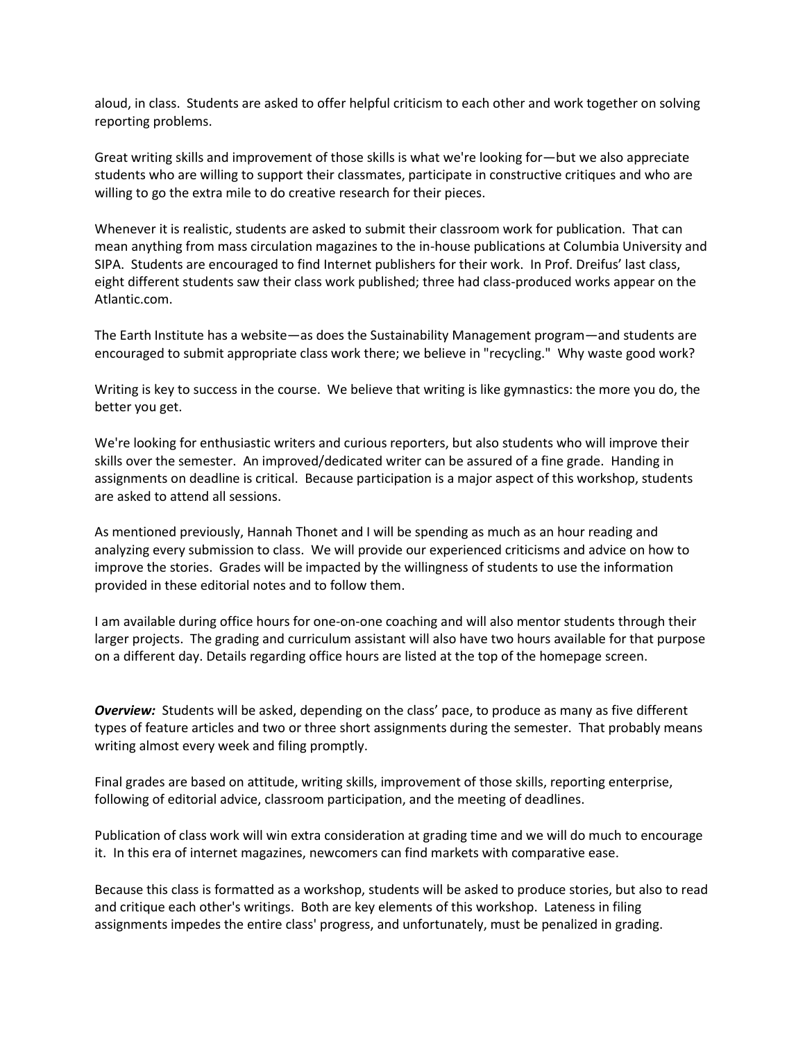aloud, in class. Students are asked to offer helpful criticism to each other and work together on solving reporting problems.

Great writing skills and improvement of those skills is what we're looking for—but we also appreciate students who are willing to support their classmates, participate in constructive critiques and who are willing to go the extra mile to do creative research for their pieces.

Whenever it is realistic, students are asked to submit their classroom work for publication. That can mean anything from mass circulation magazines to the in-house publications at Columbia University and SIPA. Students are encouraged to find Internet publishers for their work. In Prof. Dreifus' last class, eight different students saw their class work published; three had class-produced works appear on the Atlantic.com.

The Earth Institute has a website—as does the Sustainability Management program—and students are encouraged to submit appropriate class work there; we believe in "recycling." Why waste good work?

Writing is key to success in the course. We believe that writing is like gymnastics: the more you do, the better you get.

We're looking for enthusiastic writers and curious reporters, but also students who will improve their skills over the semester. An improved/dedicated writer can be assured of a fine grade. Handing in assignments on deadline is critical. Because participation is a major aspect of this workshop, students are asked to attend all sessions.

As mentioned previously, Hannah Thonet and I will be spending as much as an hour reading and analyzing every submission to class. We will provide our experienced criticisms and advice on how to improve the stories. Grades will be impacted by the willingness of students to use the information provided in these editorial notes and to follow them.

I am available during office hours for one-on-one coaching and will also mentor students through their larger projects. The grading and curriculum assistant will also have two hours available for that purpose on a different day. Details regarding office hours are listed at the top of the homepage screen.

***Overview:*** Students will be asked, depending on the class' pace, to produce as many as five different types of feature articles and two or three short assignments during the semester. That probably means writing almost every week and filing promptly.

Final grades are based on attitude, writing skills, improvement of those skills, reporting enterprise, following of editorial advice, classroom participation, and the meeting of deadlines.

Publication of class work will win extra consideration at grading time and we will do much to encourage it. In this era of internet magazines, newcomers can find markets with comparative ease.

Because this class is formatted as a workshop, students will be asked to produce stories, but also to read and critique each other's writings. Both are key elements of this workshop. Lateness in filing assignments impedes the entire class' progress, and unfortunately, must be penalized in grading.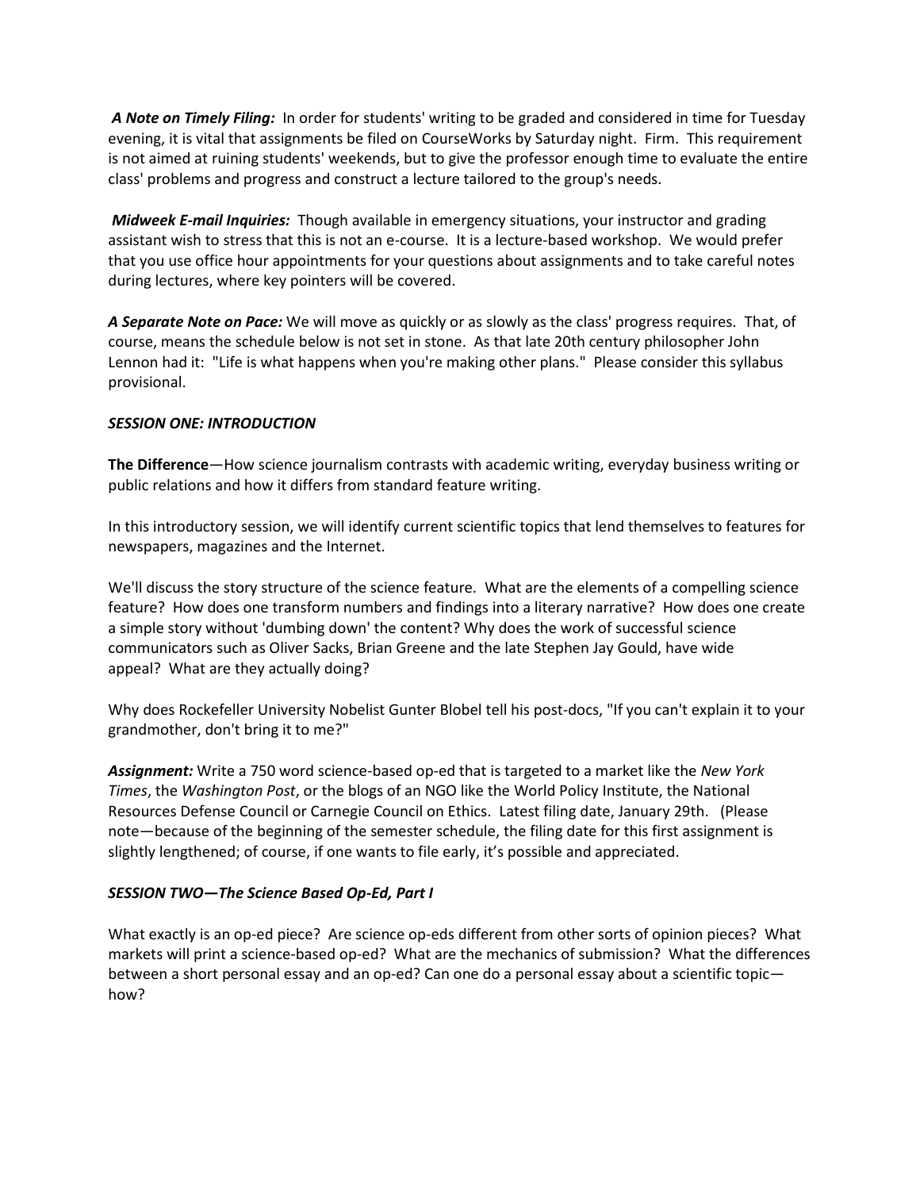***A Note on Timely Filing:*** In order for students' writing to be graded and considered in time for Tuesday evening, it is vital that assignments be filed on CourseWorks by Saturday night. Firm. This requirement is not aimed at ruining students' weekends, but to give the professor enough time to evaluate the entire class' problems and progress and construct a lecture tailored to the group's needs.

***Midweek E-mail Inquiries:*** Though available in emergency situations, your instructor and grading assistant wish to stress that this is not an e-course. It is a lecture-based workshop. We would prefer that you use office hour appointments for your questions about assignments and to take careful notes during lectures, where key pointers will be covered.

***A Separate Note on Pace:*** We will move as quickly or as slowly as the class' progress requires. That, of course, means the schedule below is not set in stone. As that late 20th century philosopher John Lennon had it: "Life is what happens when you're making other plans." Please consider this syllabus provisional.

### *SESSION ONE: INTRODUCTION*

**The Difference**—How science journalism contrasts with academic writing, everyday business writing or public relations and how it differs from standard feature writing.

In this introductory session, we will identify current scientific topics that lend themselves to features for newspapers, magazines and the Internet.

We'll discuss the story structure of the science feature. What are the elements of a compelling science feature? How does one transform numbers and findings into a literary narrative? How does one create a simple story without 'dumbing down' the content? Why does the work of successful science communicators such as Oliver Sacks, Brian Greene and the late Stephen Jay Gould, have wide appeal? What are they actually doing?

Why does Rockefeller University Nobelist Gunter Blobel tell his post-docs, "If you can't explain it to your grandmother, don't bring it to me?"

***Assignment:*** Write a 750 word science-based op-ed that is targeted to a market like the *New York Times*, the *Washington Post*, or the blogs of an NGO like the World Policy Institute, the National Resources Defense Council or Carnegie Council on Ethics. Latest filing date, January 29th. (Please note—because of the beginning of the semester schedule, the filing date for this first assignment is slightly lengthened; of course, if one wants to file early, it's possible and appreciated.

### *SESSION TWO—The Science Based Op-Ed, Part I*

What exactly is an op-ed piece? Are science op-eds different from other sorts of opinion pieces? What markets will print a science-based op-ed? What are the mechanics of submission? What the differences between a short personal essay and an op-ed? Can one do a personal essay about a scientific topic—how?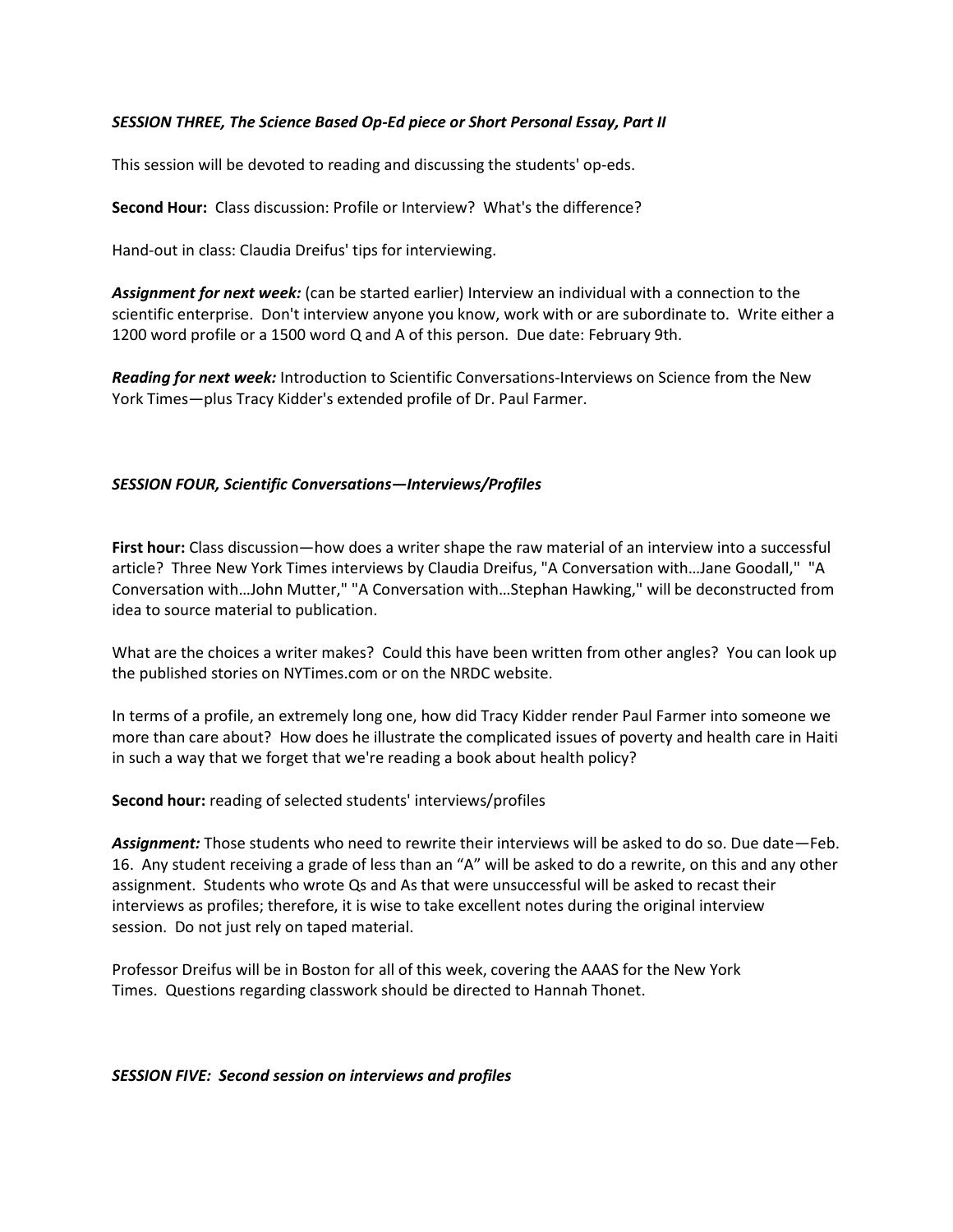### *SESSION THREE, The Science Based Op-Ed piece or Short Personal Essay, Part II*

This session will be devoted to reading and discussing the students' op-eds.

**Second Hour:** Class discussion: Profile or Interview? What's the difference?

Hand-out in class: Claudia Dreifus' tips for interviewing.

***Assignment for next week:*** (can be started earlier) Interview an individual with a connection to the scientific enterprise. Don't interview anyone you know, work with or are subordinate to. Write either a 1200 word profile or a 1500 word Q and A of this person. Due date: February 9th.

***Reading for next week:*** Introduction to Scientific Conversations-Interviews on Science from the New York Times—plus Tracy Kidder's extended profile of Dr. Paul Farmer.

### *SESSION FOUR, Scientific Conversations—Interviews/Profiles*

**First hour:** Class discussion—how does a writer shape the raw material of an interview into a successful article? Three New York Times interviews by Claudia Dreifus, "A Conversation with…Jane Goodall," "A Conversation with…John Mutter," "A Conversation with…Stephan Hawking," will be deconstructed from idea to source material to publication.

What are the choices a writer makes? Could this have been written from other angles? You can look up the published stories on NYTimes.com or on the NRDC website.

In terms of a profile, an extremely long one, how did Tracy Kidder render Paul Farmer into someone we more than care about? How does he illustrate the complicated issues of poverty and health care in Haiti in such a way that we forget that we're reading a book about health policy?

**Second hour:** reading of selected students' interviews/profiles

***Assignment:*** Those students who need to rewrite their interviews will be asked to do so. Due date—Feb. 16. Any student receiving a grade of less than an "A" will be asked to do a rewrite, on this and any other assignment. Students who wrote Qs and As that were unsuccessful will be asked to recast their interviews as profiles; therefore, it is wise to take excellent notes during the original interview session. Do not just rely on taped material.

Professor Dreifus will be in Boston for all of this week, covering the AAAS for the New York Times. Questions regarding classwork should be directed to Hannah Thonet.

### *SESSION FIVE: Second session on interviews and profiles*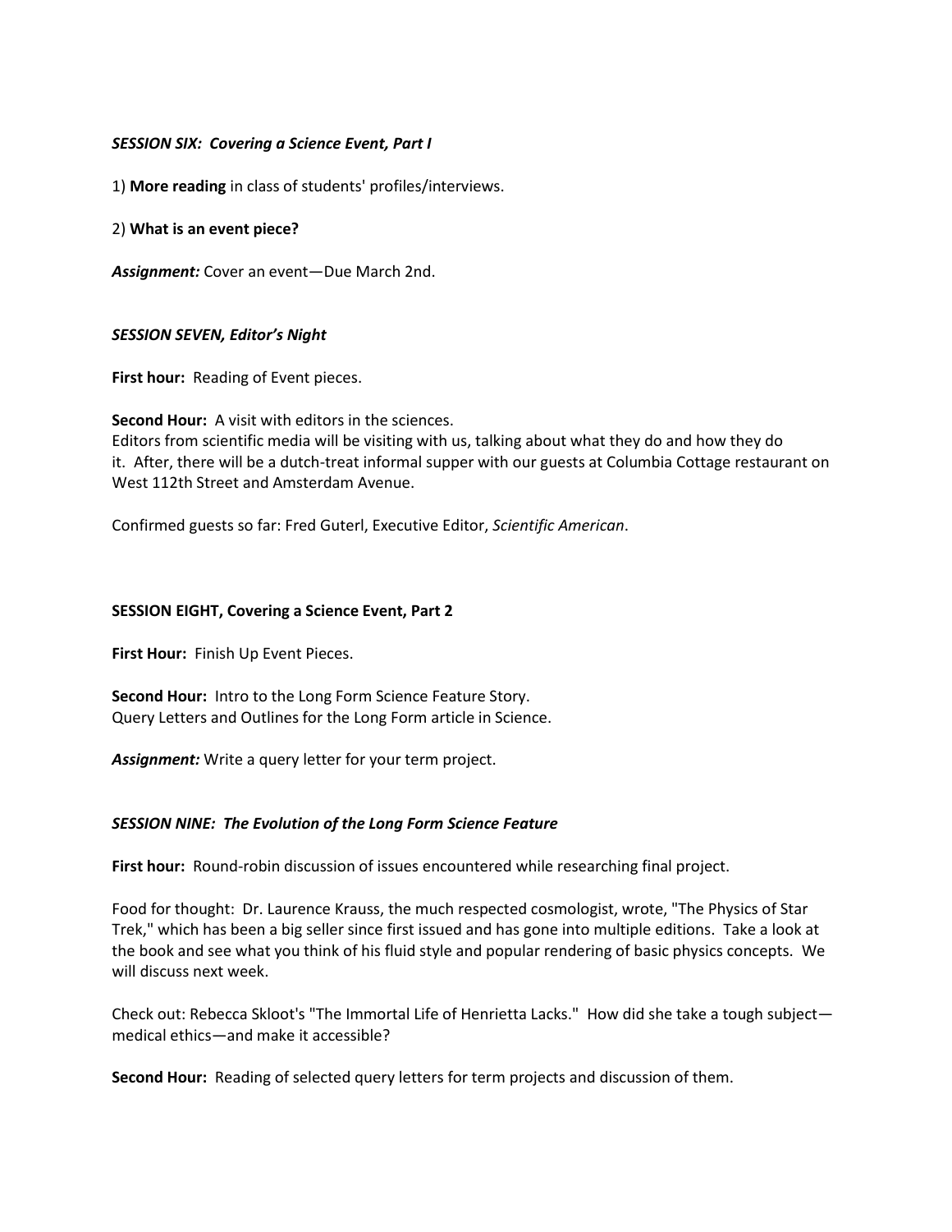### *SESSION SIX: Covering a Science Event, Part I*

1) **More reading** in class of students' profiles/interviews.

2) **What is an event piece?**

***Assignment:*** Cover an event—Due March 2nd.

### *SESSION SEVEN, Editor's Night*

**First hour:** Reading of Event pieces.

**Second Hour:** A visit with editors in the sciences.
Editors from scientific media will be visiting with us, talking about what they do and how they do it. After, there will be a dutch-treat informal supper with our guests at Columbia Cottage restaurant on West 112th Street and Amsterdam Avenue.

Confirmed guests so far: Fred Guterl, Executive Editor, *Scientific American*.

### SESSION EIGHT, Covering a Science Event, Part 2

**First Hour:** Finish Up Event Pieces.

**Second Hour:** Intro to the Long Form Science Feature Story.
Query Letters and Outlines for the Long Form article in Science.

***Assignment:*** Write a query letter for your term project.

### *SESSION NINE: The Evolution of the Long Form Science Feature*

**First hour:** Round-robin discussion of issues encountered while researching final project.

Food for thought: Dr. Laurence Krauss, the much respected cosmologist, wrote, "The Physics of Star Trek," which has been a big seller since first issued and has gone into multiple editions. Take a look at the book and see what you think of his fluid style and popular rendering of basic physics concepts. We will discuss next week.

Check out: Rebecca Skloot's "The Immortal Life of Henrietta Lacks." How did she take a tough subject—medical ethics—and make it accessible?

**Second Hour:** Reading of selected query letters for term projects and discussion of them.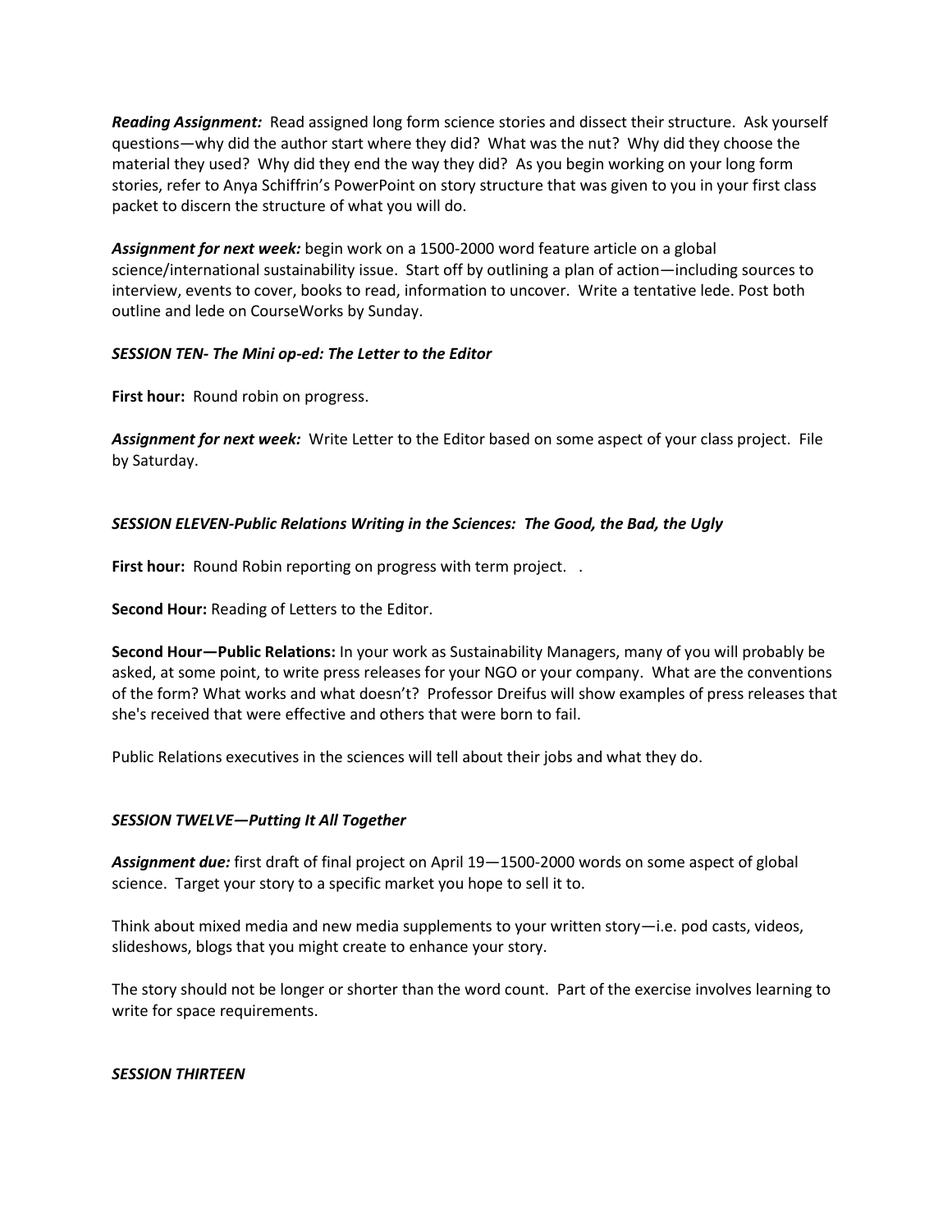***Reading Assignment:*** Read assigned long form science stories and dissect their structure. Ask yourself questions—why did the author start where they did? What was the nut? Why did they choose the material they used? Why did they end the way they did? As you begin working on your long form stories, refer to Anya Schiffrin's PowerPoint on story structure that was given to you in your first class packet to discern the structure of what you will do.

***Assignment for next week:*** begin work on a 1500-2000 word feature article on a global science/international sustainability issue. Start off by outlining a plan of action—including sources to interview, events to cover, books to read, information to uncover. Write a tentative lede. Post both outline and lede on CourseWorks by Sunday.

***SESSION TEN- The Mini op-ed: The Letter to the Editor***

**First hour:** Round robin on progress.

***Assignment for next week:*** Write Letter to the Editor based on some aspect of your class project. File by Saturday.

***SESSION ELEVEN-Public Relations Writing in the Sciences: The Good, the Bad, the Ugly***

**First hour:** Round Robin reporting on progress with term project. .

**Second Hour:** Reading of Letters to the Editor.

**Second Hour—Public Relations:** In your work as Sustainability Managers, many of you will probably be asked, at some point, to write press releases for your NGO or your company. What are the conventions of the form? What works and what doesn't? Professor Dreifus will show examples of press releases that she's received that were effective and others that were born to fail.

Public Relations executives in the sciences will tell about their jobs and what they do.

***SESSION TWELVE—Putting It All Together***

***Assignment due:*** first draft of final project on April 19—1500-2000 words on some aspect of global science. Target your story to a specific market you hope to sell it to.

Think about mixed media and new media supplements to your written story—i.e. pod casts, videos, slideshows, blogs that you might create to enhance your story.

The story should not be longer or shorter than the word count. Part of the exercise involves learning to write for space requirements.

***SESSION THIRTEEN***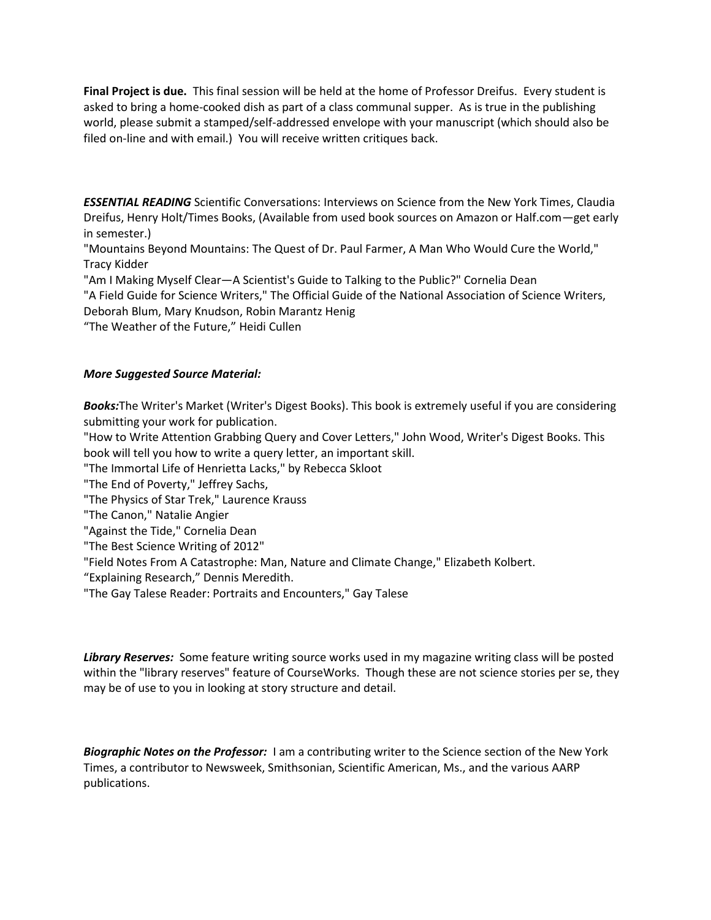**Final Project is due.** This final session will be held at the home of Professor Dreifus. Every student is asked to bring a home-cooked dish as part of a class communal supper. As is true in the publishing world, please submit a stamped/self-addressed envelope with your manuscript (which should also be filed on-line and with email.) You will receive written critiques back.

***ESSENTIAL READING*** Scientific Conversations: Interviews on Science from the New York Times, Claudia Dreifus, Henry Holt/Times Books, (Available from used book sources on Amazon or Half.com—get early in semester.)
"Mountains Beyond Mountains: The Quest of Dr. Paul Farmer, A Man Who Would Cure the World," Tracy Kidder
"Am I Making Myself Clear—A Scientist's Guide to Talking to the Public?" Cornelia Dean
"A Field Guide for Science Writers," The Official Guide of the National Association of Science Writers, Deborah Blum, Mary Knudson, Robin Marantz Henig
"The Weather of the Future," Heidi Cullen

***More Suggested Source Material:***

***Books:*** The Writer's Market (Writer's Digest Books). This book is extremely useful if you are considering submitting your work for publication.
"How to Write Attention Grabbing Query and Cover Letters," John Wood, Writer's Digest Books. This book will tell you how to write a query letter, an important skill.
"The Immortal Life of Henrietta Lacks," by Rebecca Skloot
"The End of Poverty," Jeffrey Sachs,
"The Physics of Star Trek," Laurence Krauss
"The Canon," Natalie Angier
"Against the Tide," Cornelia Dean
"The Best Science Writing of 2012"
"Field Notes From A Catastrophe: Man, Nature and Climate Change," Elizabeth Kolbert.
"Explaining Research," Dennis Meredith.
"The Gay Talese Reader: Portraits and Encounters," Gay Talese

***Library Reserves:*** Some feature writing source works used in my magazine writing class will be posted within the "library reserves" feature of CourseWorks. Though these are not science stories per se, they may be of use to you in looking at story structure and detail.

***Biographic Notes on the Professor:*** I am a contributing writer to the Science section of the New York Times, a contributor to Newsweek, Smithsonian, Scientific American, Ms., and the various AARP publications.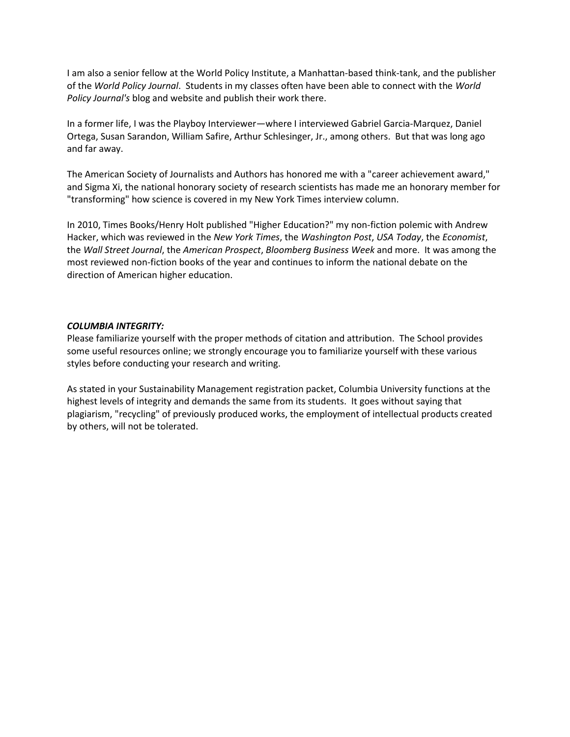I am also a senior fellow at the World Policy Institute, a Manhattan-based think-tank, and the publisher of the *World Policy Journal*. Students in my classes often have been able to connect with the *World Policy Journal's* blog and website and publish their work there.

In a former life, I was the Playboy Interviewer—where I interviewed Gabriel Garcia-Marquez, Daniel Ortega, Susan Sarandon, William Safire, Arthur Schlesinger, Jr., among others. But that was long ago and far away.

The American Society of Journalists and Authors has honored me with a "career achievement award," and Sigma Xi, the national honorary society of research scientists has made me an honorary member for "transforming" how science is covered in my New York Times interview column.

In 2010, Times Books/Henry Holt published "Higher Education?" my non-fiction polemic with Andrew Hacker, which was reviewed in the *New York Times*, the *Washington Post*, *USA Today*, the *Economist*, the *Wall Street Journal*, the *American Prospect*, *Bloomberg Business Week* and more. It was among the most reviewed non-fiction books of the year and continues to inform the national debate on the direction of American higher education.

***COLUMBIA INTEGRITY:***

Please familiarize yourself with the proper methods of citation and attribution. The School provides some useful resources online; we strongly encourage you to familiarize yourself with these various styles before conducting your research and writing.

As stated in your Sustainability Management registration packet, Columbia University functions at the highest levels of integrity and demands the same from its students. It goes without saying that plagiarism, "recycling" of previously produced works, the employment of intellectual products created by others, will not be tolerated.